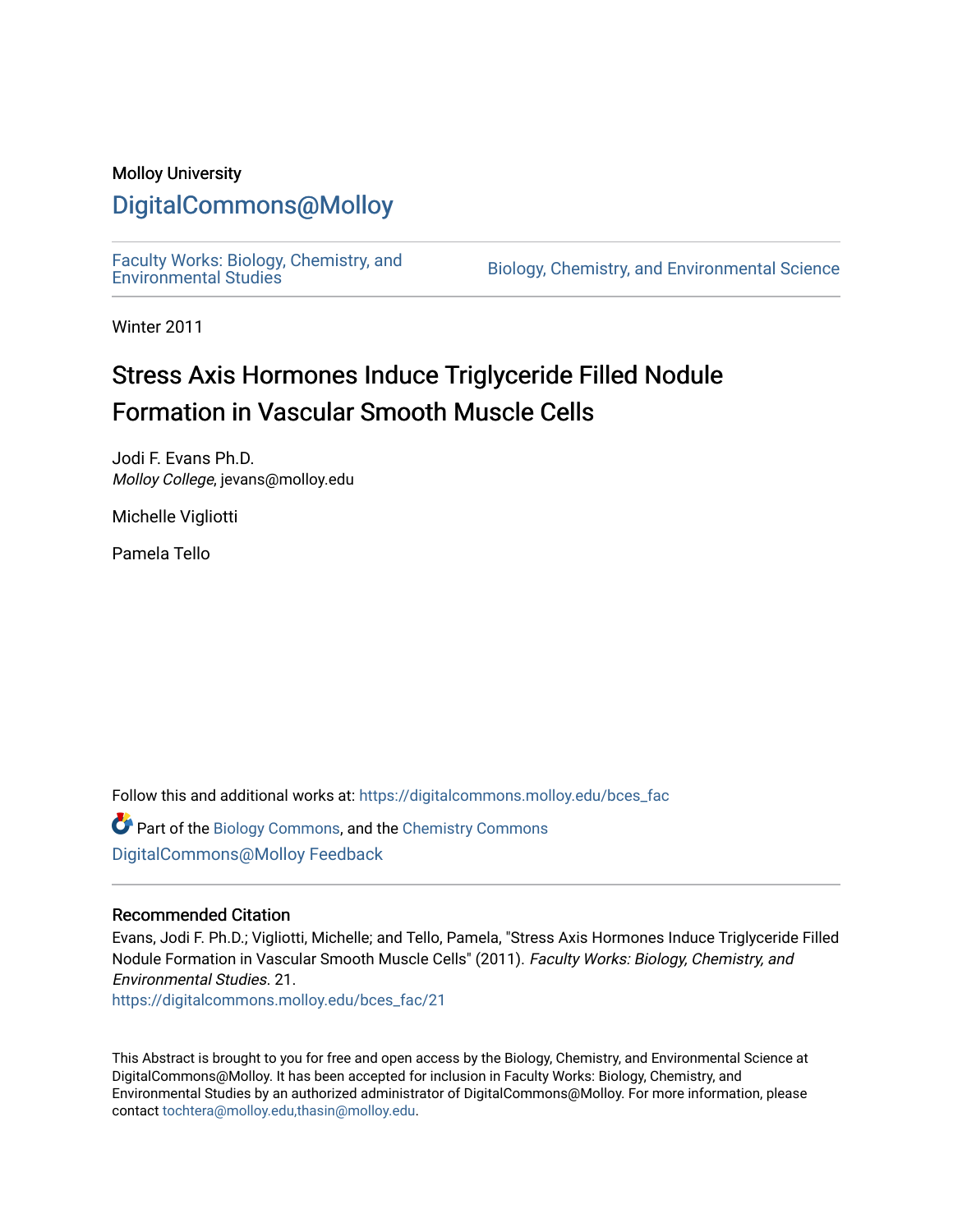Molloy University

# DigitalCommons@Molloy

Faculty Works: Biology, Chemistry, and Environmental Studies

Biology, Chemistry, and Environmental Science

Winter 2011

## Stress Axis Hormones Induce Triglyceride Filled Nodule Formation in Vascular Smooth Muscle Cells

Jodi F. Evans Ph.D.
*Molloy College*, jevans@molloy.edu

Michelle Vigliotti

Pamela Tello

Follow this and additional works at: https://digitalcommons.molloy.edu/bces_fac

Part of the Biology Commons, and the Chemistry Commons

DigitalCommons@Molloy Feedback

### Recommended Citation

Evans, Jodi F. Ph.D.; Vigliotti, Michelle; and Tello, Pamela, "Stress Axis Hormones Induce Triglyceride Filled Nodule Formation in Vascular Smooth Muscle Cells" (2011). *Faculty Works: Biology, Chemistry, and Environmental Studies*. 21.
https://digitalcommons.molloy.edu/bces_fac/21

This Abstract is brought to you for free and open access by the Biology, Chemistry, and Environmental Science at DigitalCommons@Molloy. It has been accepted for inclusion in Faculty Works: Biology, Chemistry, and Environmental Studies by an authorized administrator of DigitalCommons@Molloy. For more information, please contact tochtera@molloy.edu,thasin@molloy.edu.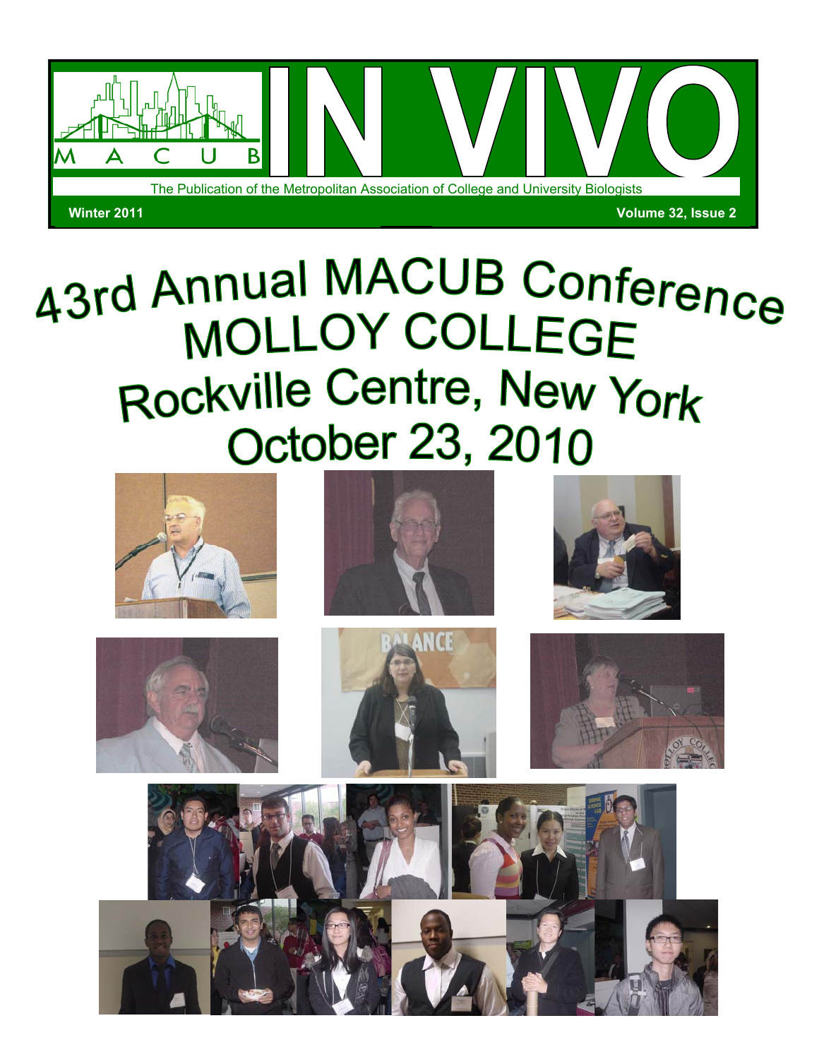# IN VIVO

The Publication of the Metropolitan Association of College and University Biologists

**Winter 2011** **Volume 32, Issue 2**

# 43rd Annual MACUB Conference
# MOLLOY COLLEGE
# Rockville Centre, New York
# October 23, 2010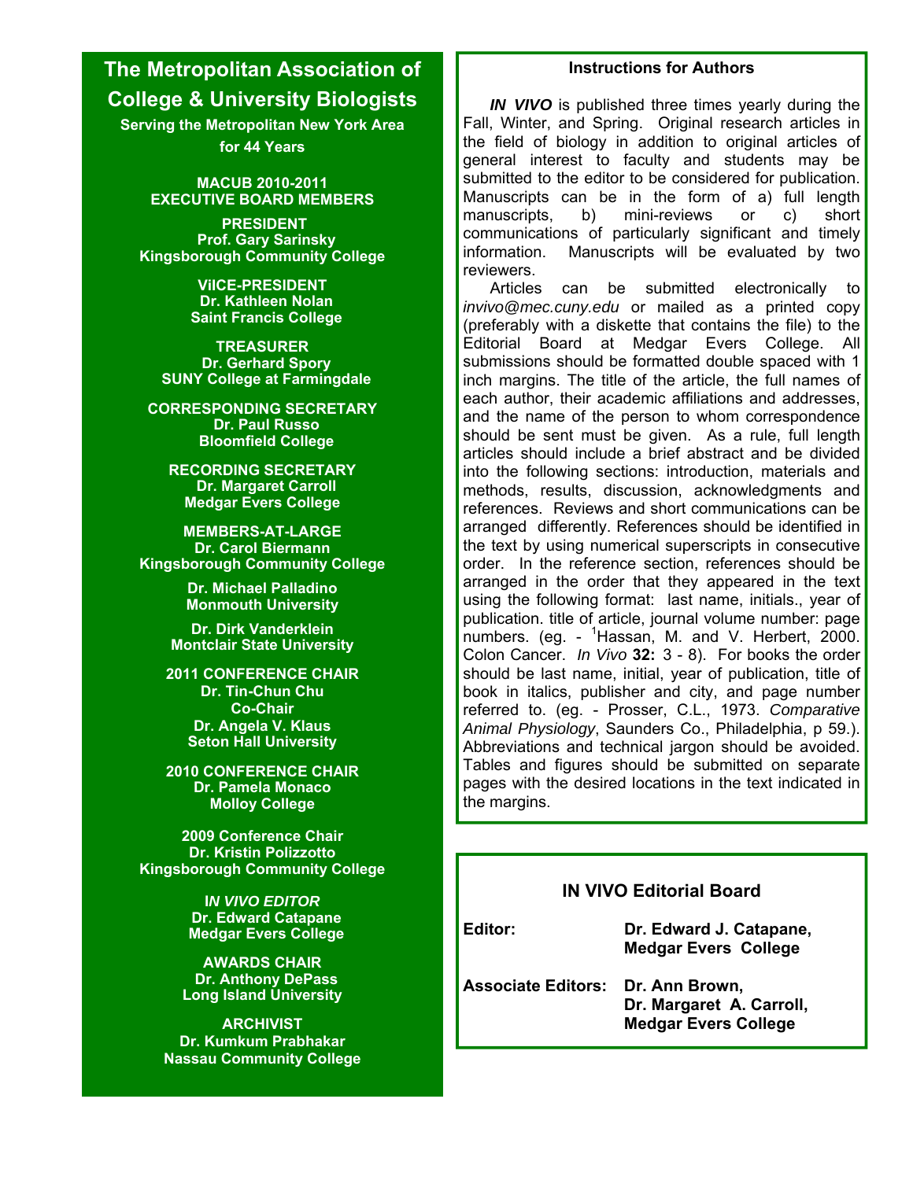# The Metropolitan Association of College & University Biologists

**Serving the Metropolitan New York Area for 44 Years**

**MACUB 2010-2011 EXECUTIVE BOARD MEMBERS**

**PRESIDENT**
**Prof. Gary Sarinsky**
**Kingsborough Community College**

**VIlCE-PRESIDENT**
**Dr. Kathleen Nolan**
**Saint Francis College**

**TREASURER**
**Dr. Gerhard Spory**
**SUNY College at Farmingdale**

**CORRESPONDING SECRETARY**
**Dr. Paul Russo**
**Bloomfield College**

**RECORDING SECRETARY**
**Dr. Margaret Carroll**
**Medgar Evers College**

**MEMBERS-AT-LARGE**
**Dr. Carol Biermann**
**Kingsborough Community College**

**Dr. Michael Palladino**
**Monmouth University**

**Dr. Dirk Vanderklein**
**Montclair State University**

**2011 CONFERENCE CHAIR**
**Dr. Tin-Chun Chu**
**Co-Chair**
**Dr. Angela V. Klaus**
**Seton Hall University**

**2010 CONFERENCE CHAIR**
**Dr. Pamela Monaco**
**Molloy College**

**2009 Conference Chair**
**Dr. Kristin Polizzotto**
**Kingsborough Community College**

***IN VIVO EDITOR***
**Dr. Edward Catapane**
**Medgar Evers College**

**AWARDS CHAIR**
**Dr. Anthony DePass**
**Long Island University**

**ARCHIVIST**
**Dr. Kumkum Prabhakar**
**Nassau Community College**

## Instructions for Authors

***IN VIVO*** is published three times yearly during the Fall, Winter, and Spring. Original research articles in the field of biology in addition to original articles of general interest to faculty and students may be submitted to the editor to be considered for publication. Manuscripts can be in the form of a) full length manuscripts, b) mini-reviews or c) short communications of particularly significant and timely information. Manuscripts will be evaluated by two reviewers.

Articles can be submitted electronically to *invivo@mec.cuny.edu* or mailed as a printed copy (preferably with a diskette that contains the file) to the Editorial Board at Medgar Evers College. All submissions should be formatted double spaced with 1 inch margins. The title of the article, the full names of each author, their academic affiliations and addresses, and the name of the person to whom correspondence should be sent must be given. As a rule, full length articles should include a brief abstract and be divided into the following sections: introduction, materials and methods, results, discussion, acknowledgments and references. Reviews and short communications can be arranged differently. References should be identified in the text by using numerical superscripts in consecutive order. In the reference section, references should be arranged in the order that they appeared in the text using the following format: last name, initials., year of publication. title of article, journal volume number: page numbers. (eg. - [1]Hassan, M. and V. Herbert, 2000. Colon Cancer. *In Vivo* **32:** 3 - 8). For books the order should be last name, initial, year of publication, title of book in italics, publisher and city, and page number referred to. (eg. - Prosser, C.L., 1973. *Comparative Animal Physiology*, Saunders Co., Philadelphia, p 59.). Abbreviations and technical jargon should be avoided. Tables and figures should be submitted on separate pages with the desired locations in the text indicated in the margins.

## IN VIVO Editorial Board

**Editor:** **Dr. Edward J. Catapane, Medgar Evers College**

**Associate Editors:** **Dr. Ann Brown, Dr. Margaret A. Carroll, Medgar Evers College**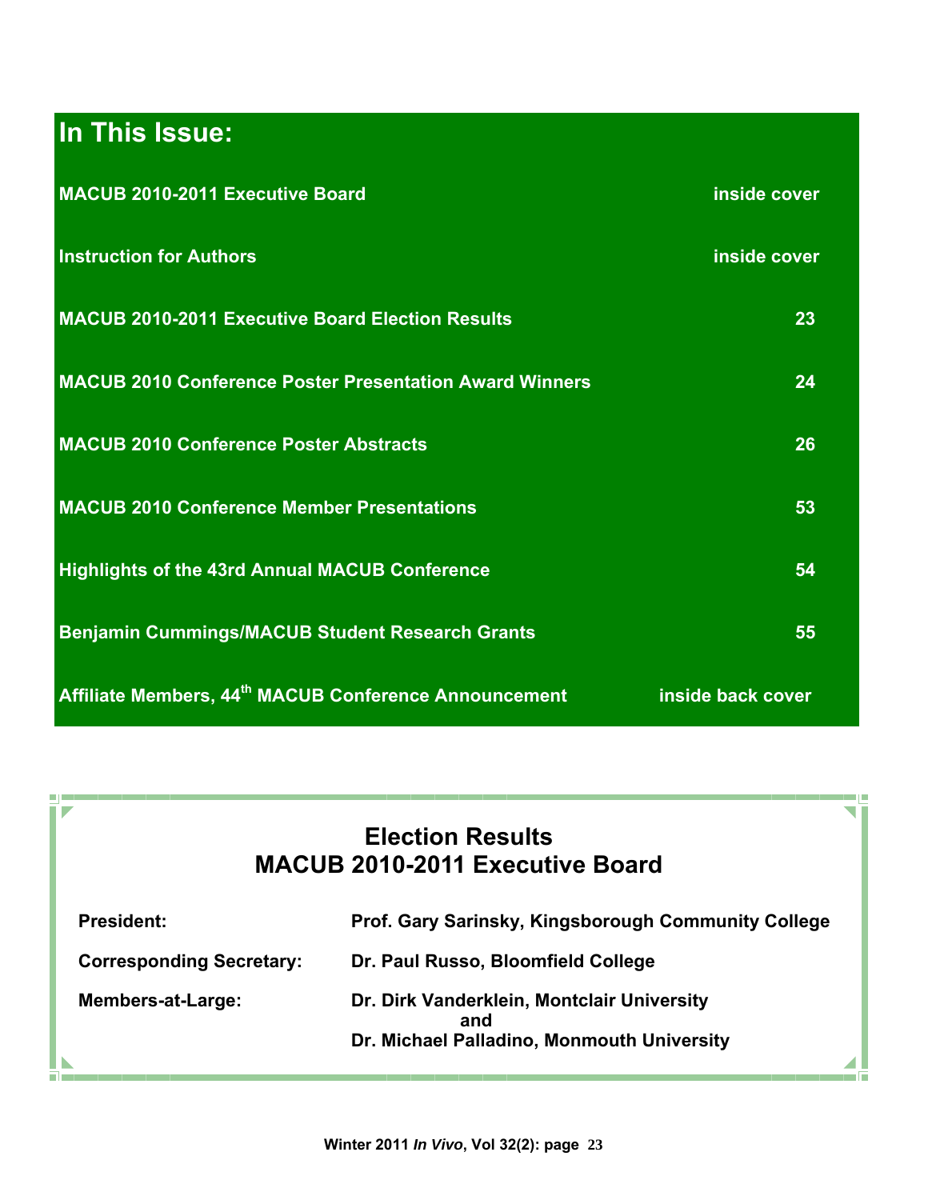## In This Issue:

| | |
|---|---|
| MACUB 2010-2011 Executive Board | inside cover |
| Instruction for Authors | inside cover |
| MACUB 2010-2011 Executive Board Election Results | 23 |
| MACUB 2010 Conference Poster Presentation Award Winners | 24 |
| MACUB 2010 Conference Poster Abstracts | 26 |
| MACUB 2010 Conference Member Presentations | 53 |
| Highlights of the 43rd Annual MACUB Conference | 54 |
| Benjamin Cummings/MACUB Student Research Grants | 55 |
| Affiliate Members, 44th MACUB Conference Announcement | inside back cover |

## Election Results
## MACUB 2010-2011 Executive Board

**President:** Prof. Gary Sarinsky, Kingsborough Community College

**Corresponding Secretary:** Dr. Paul Russo, Bloomfield College

**Members-at-Large:** Dr. Dirk Vanderklein, Montclair University
and
Dr. Michael Palladino, Monmouth University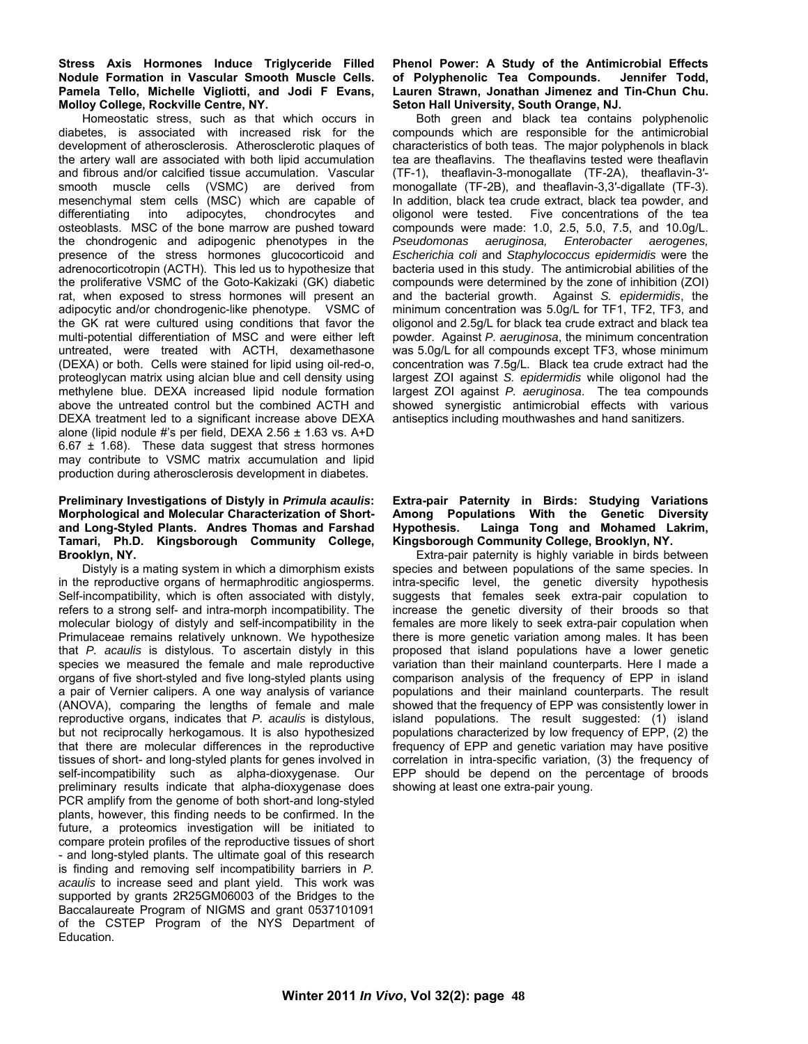**Stress Axis Hormones Induce Triglyceride Filled Nodule Formation in Vascular Smooth Muscle Cells. Pamela Tello, Michelle Vigliotti, and Jodi F Evans, Molloy College, Rockville Centre, NY.**

Homeostatic stress, such as that which occurs in diabetes, is associated with increased risk for the development of atherosclerosis. Atherosclerotic plaques of the artery wall are associated with both lipid accumulation and fibrous and/or calcified tissue accumulation. Vascular smooth muscle cells (VSMC) are derived from mesenchymal stem cells (MSC) which are capable of differentiating into adipocytes, chondrocytes and osteoblasts. MSC of the bone marrow are pushed toward the chondrogenic and adipogenic phenotypes in the presence of the stress hormones glucocorticoid and adrenocorticotropin (ACTH). This led us to hypothesize that the proliferative VSMC of the Goto-Kakizaki (GK) diabetic rat, when exposed to stress hormones will present an adipocytic and/or chondrogenic-like phenotype. VSMC of the GK rat were cultured using conditions that favor the multi-potential differentiation of MSC and were either left untreated, were treated with ACTH, dexamethasone (DEXA) or both. Cells were stained for lipid using oil-red-o, proteoglycan matrix using alcian blue and cell density using methylene blue. DEXA increased lipid nodule formation above the untreated control but the combined ACTH and DEXA treatment led to a significant increase above DEXA alone (lipid nodule #'s per field, DEXA $2.56 \pm 1.63$ vs. A+D $6.67 \pm 1.68$). These data suggest that stress hormones may contribute to VSMC matrix accumulation and lipid production during atherosclerosis development in diabetes.

**Preliminary Investigations of Distyly in *Primula acaulis*: Morphological and Molecular Characterization of Short- and Long-Styled Plants. Andres Thomas and Farshad Tamari, Ph.D. Kingsborough Community College, Brooklyn, NY.**

Distyly is a mating system in which a dimorphism exists in the reproductive organs of hermaphroditic angiosperms. Self-incompatibility, which is often associated with distyly, refers to a strong self- and intra-morph incompatibility. The molecular biology of distyly and self-incompatibility in the Primulaceae remains relatively unknown. We hypothesize that *P. acaulis* is distylous. To ascertain distyly in this species we measured the female and male reproductive organs of five short-styled and five long-styled plants using a pair of Vernier calipers. A one way analysis of variance (ANOVA), comparing the lengths of female and male reproductive organs, indicates that *P. acaulis* is distylous, but not reciprocally herkogamous. It is also hypothesized that there are molecular differences in the reproductive tissues of short- and long-styled plants for genes involved in self-incompatibility such as alpha-dioxygenase. Our preliminary results indicate that alpha-dioxygenase does PCR amplify from the genome of both short-and long-styled plants, however, this finding needs to be confirmed. In the future, a proteomics investigation will be initiated to compare protein profiles of the reproductive tissues of short - and long-styled plants. The ultimate goal of this research is finding and removing self incompatibility barriers in *P. acaulis* to increase seed and plant yield. This work was supported by grants 2R25GM06003 of the Bridges to the Baccalaureate Program of NIGMS and grant 0537101091 of the CSTEP Program of the NYS Department of Education.

**Phenol Power: A Study of the Antimicrobial Effects of Polyphenolic Tea Compounds. Jennifer Todd, Lauren Strawn, Jonathan Jimenez and Tin-Chun Chu. Seton Hall University, South Orange, NJ.**

Both green and black tea contains polyphenolic compounds which are responsible for the antimicrobial characteristics of both teas. The major polyphenols in black tea are theaflavins. The theaflavins tested were theaflavin (TF-1), theaflavin-3-monogallate (TF-2A), theaflavin-3′-monogallate (TF-2B), and theaflavin-3,3′-digallate (TF-3). In addition, black tea crude extract, black tea powder, and oligonol were tested. Five concentrations of the tea compounds were made: 1.0, 2.5, 5.0, 7.5, and 10.0g/L. *Pseudomonas aeruginosa, Enterobacter aerogenes, Escherichia coli* and *Staphylococcus epidermidis* were the bacteria used in this study. The antimicrobial abilities of the compounds were determined by the zone of inhibition (ZOI) and the bacterial growth. Against *S. epidermidis*, the minimum concentration was 5.0g/L for TF1, TF2, TF3, and oligonol and 2.5g/L for black tea crude extract and black tea powder. Against *P. aeruginosa*, the minimum concentration was 5.0g/L for all compounds except TF3, whose minimum concentration was 7.5g/L. Black tea crude extract had the largest ZOI against *S. epidermidis* while oligonol had the largest ZOI against *P. aeruginosa*. The tea compounds showed synergistic antimicrobial effects with various antiseptics including mouthwashes and hand sanitizers.

**Extra-pair Paternity in Birds: Studying Variations Among Populations With the Genetic Diversity Hypothesis. Lainga Tong and Mohamed Lakrim, Kingsborough Community College, Brooklyn, NY.**

Extra-pair paternity is highly variable in birds between species and between populations of the same species. In intra-specific level, the genetic diversity hypothesis suggests that females seek extra-pair copulation to increase the genetic diversity of their broods so that females are more likely to seek extra-pair copulation when there is more genetic variation among males. It has been proposed that island populations have a lower genetic variation than their mainland counterparts. Here I made a comparison analysis of the frequency of EPP in island populations and their mainland counterparts. The result showed that the frequency of EPP was consistently lower in island populations. The result suggested: (1) island populations characterized by low frequency of EPP, (2) the frequency of EPP and genetic variation may have positive correlation in intra-specific variation, (3) the frequency of EPP should be depend on the percentage of broods showing at least one extra-pair young.